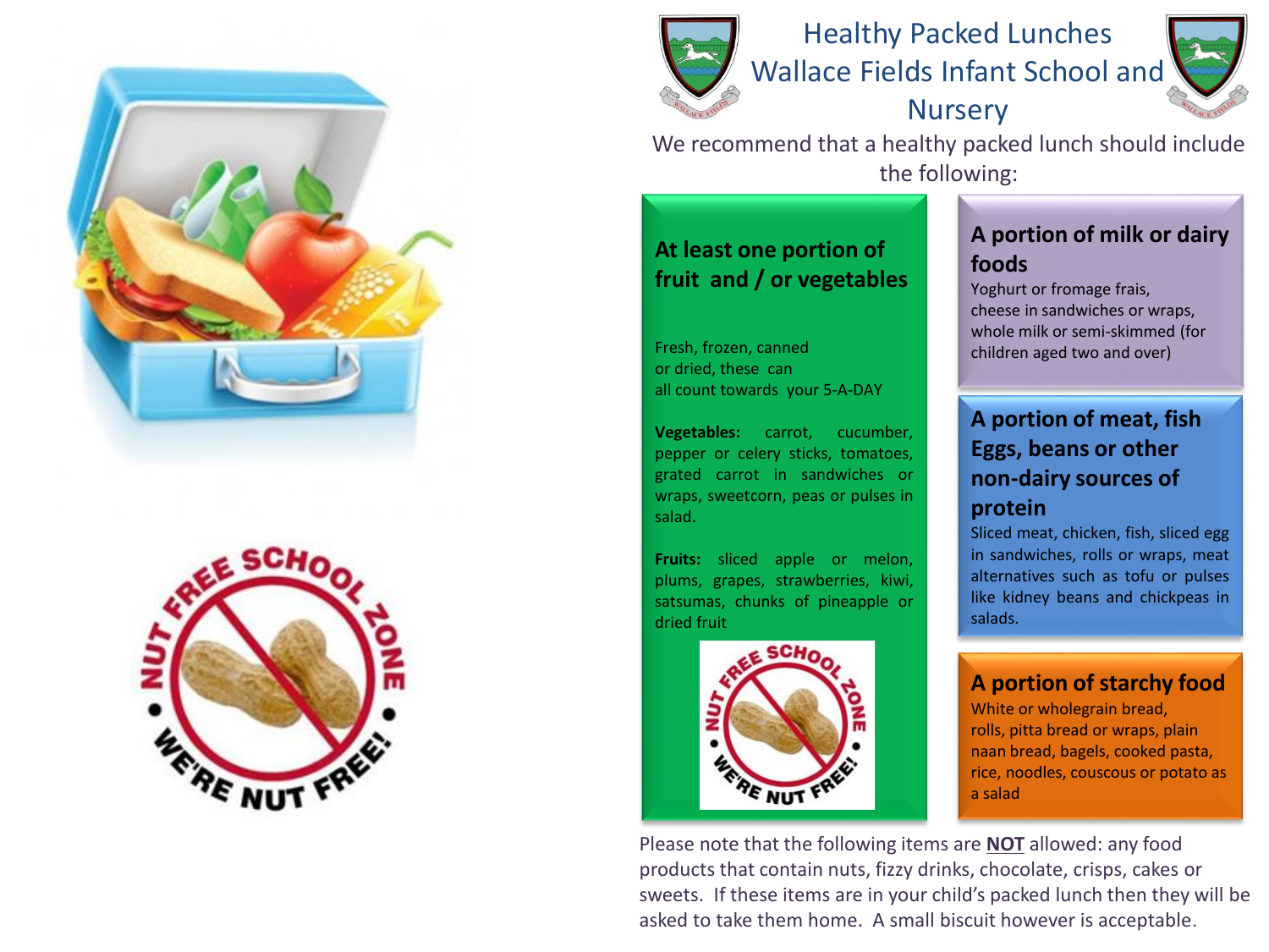# Healthy Packed Lunches Wallace Fields Infant School and Nursery

We recommend that a healthy packed lunch should include the following:

## At least one portion of fruit and / or vegetables

Fresh, frozen, canned or dried, these can all count towards your 5-A-DAY

**Vegetables:** carrot, cucumber, pepper or celery sticks, tomatoes, grated carrot in sandwiches or wraps, sweetcorn, peas or pulses in salad.

**Fruits:** sliced apple or melon, plums, grapes, strawberries, kiwi, satsumas, chunks of pineapple or dried fruit

## A portion of milk or dairy foods

Yoghurt or fromage frais, cheese in sandwiches or wraps, whole milk or semi-skimmed (for children aged two and over)

## A portion of meat, fish Eggs, beans or other non-dairy sources of protein

Sliced meat, chicken, fish, sliced egg in sandwiches, rolls or wraps, meat alternatives such as tofu or pulses like kidney beans and chickpeas in salads.

## A portion of starchy food

White or wholegrain bread, rolls, pitta bread or wraps, plain naan bread, bagels, cooked pasta, rice, noodles, couscous or potato as a salad

Please note that the following items are **NOT** allowed: any food products that contain nuts, fizzy drinks, chocolate, crisps, cakes or sweets. If these items are in your child's packed lunch then they will be asked to take them home. A small biscuit however is acceptable.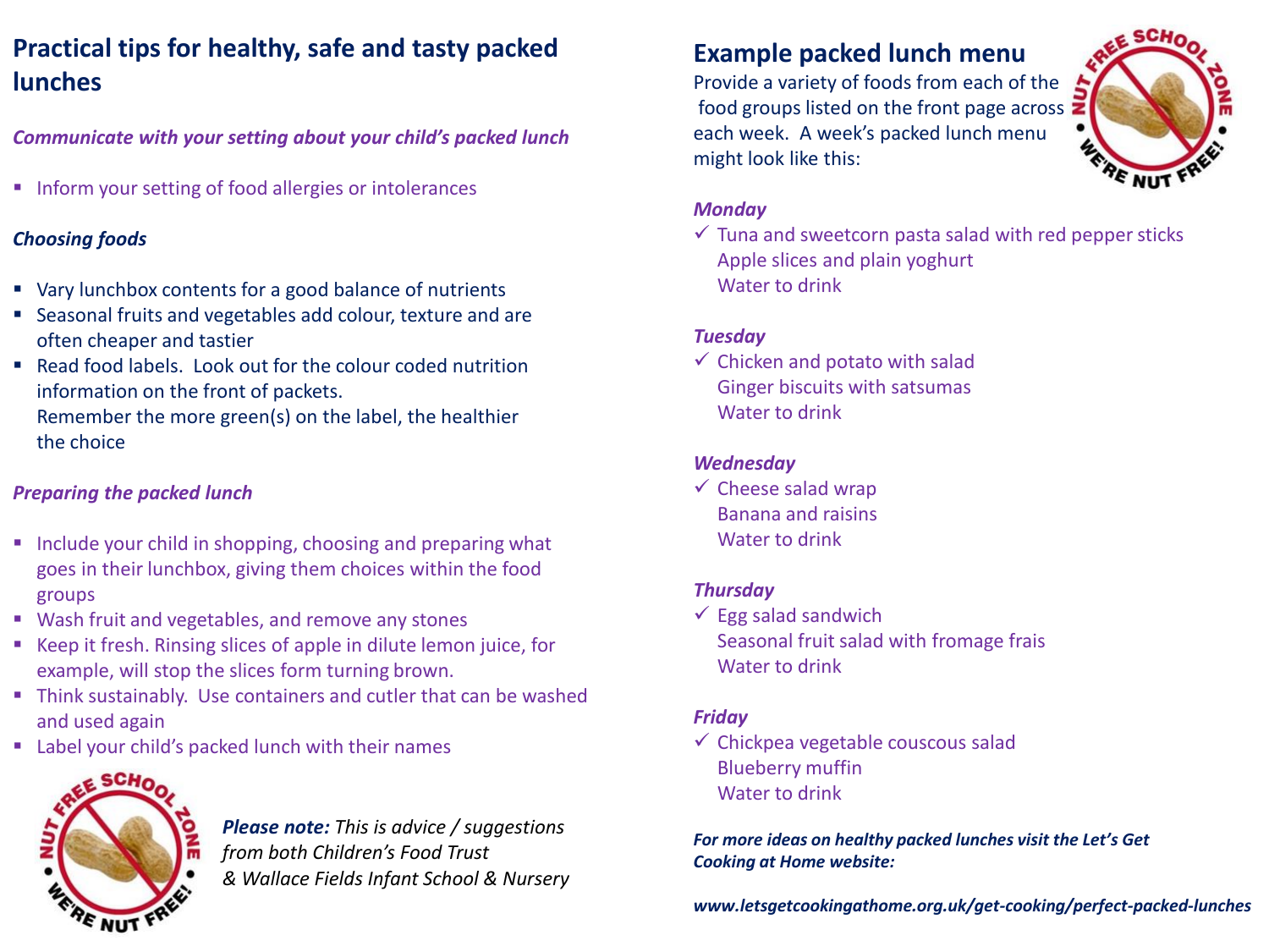## Practical tips for healthy, safe and tasty packed lunches

***Communicate with your setting about your child's packed lunch***

- Inform your setting of food allergies or intolerances

***Choosing foods***

- Vary lunchbox contents for a good balance of nutrients
- Seasonal fruits and vegetables add colour, texture and are often cheaper and tastier
- Read food labels. Look out for the colour coded nutrition information on the front of packets.
  Remember the more green(s) on the label, the healthier the choice

***Preparing the packed lunch***

- Include your child in shopping, choosing and preparing what goes in their lunchbox, giving them choices within the food groups
- Wash fruit and vegetables, and remove any stones
- Keep it fresh. Rinsing slices of apple in dilute lemon juice, for example, will stop the slices form turning brown.
- Think sustainably. Use containers and cutler that can be washed and used again
- Label your child's packed lunch with their names

***Please note:*** *This is advice / suggestions from both Children's Food Trust & Wallace Fields Infant School & Nursery*

## Example packed lunch menu

Provide a variety of foods from each of the food groups listed on the front page across each week. A week's packed lunch menu might look like this:

***Monday***

✓ Tuna and sweetcorn pasta salad with red pepper sticks
Apple slices and plain yoghurt
Water to drink

***Tuesday***

✓ Chicken and potato with salad
Ginger biscuits with satsumas
Water to drink

***Wednesday***

✓ Cheese salad wrap
Banana and raisins
Water to drink

***Thursday***

✓ Egg salad sandwich
Seasonal fruit salad with fromage frais
Water to drink

***Friday***

✓ Chickpea vegetable couscous salad
Blueberry muffin
Water to drink

***For more ideas on healthy packed lunches visit the Let's Get Cooking at Home website:***

***www.letsgetcookingathome.org.uk/get-cooking/perfect-packed-lunches***